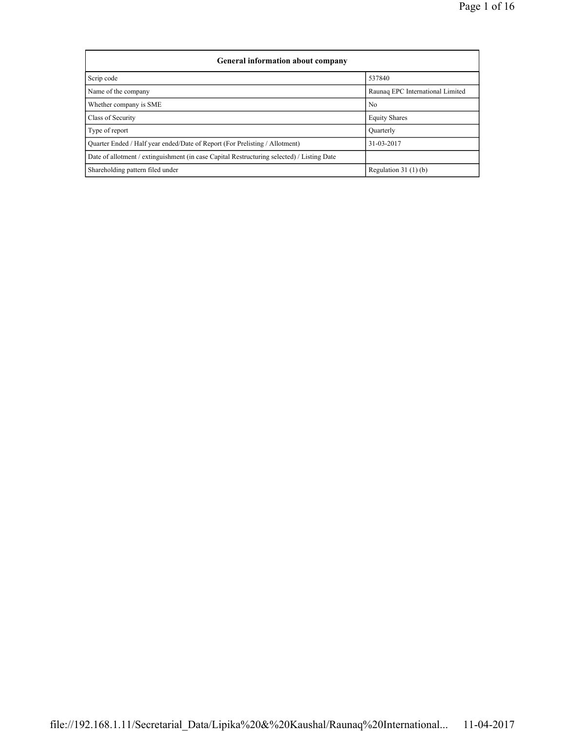| General information about company | |
|---|---|
| Scrip code | 537840 |
| Name of the company | Raunaq EPC International Limited |
| Whether company is SME | No |
| Class of Security | Equity Shares |
| Type of report | Quarterly |
| Quarter Ended / Half year ended/Date of Report (For Prelisting / Allotment) | 31-03-2017 |
| Date of allotment / extinguishment (in case Capital Restructuring selected) / Listing Date | |
| Shareholding pattern filed under | Regulation 31 (1) (b) |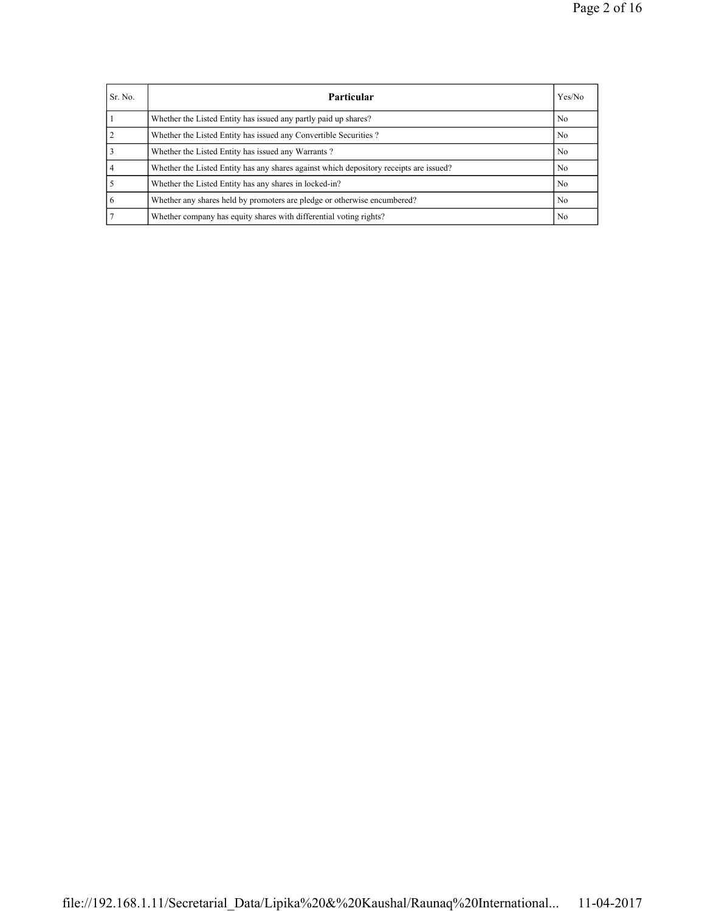| Sr. No. | Particular | Yes/No |
|---|---|---|
| 1 | Whether the Listed Entity has issued any partly paid up shares? | No |
| 2 | Whether the Listed Entity has issued any Convertible Securities ? | No |
| 3 | Whether the Listed Entity has issued any Warrants ? | No |
| 4 | Whether the Listed Entity has any shares against which depository receipts are issued? | No |
| 5 | Whether the Listed Entity has any shares in locked-in? | No |
| 6 | Whether any shares held by promoters are pledge or otherwise encumbered? | No |
| 7 | Whether company has equity shares with differential voting rights? | No |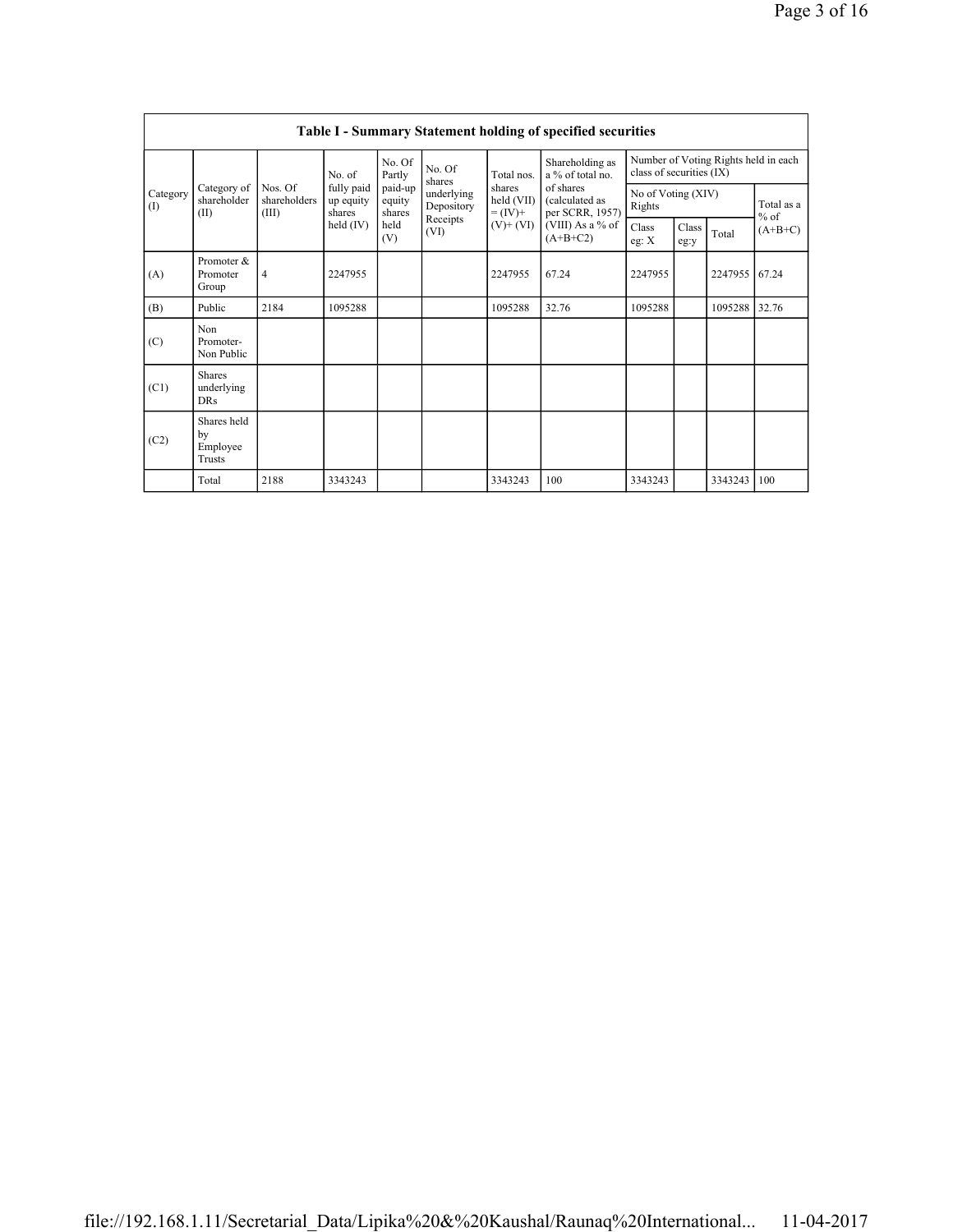## Table I - Summary Statement holding of specified securities

| Category (I) | Category of shareholder (II) | Nos. Of shareholders (III) | No. of fully paid up equity shares held (IV) | No. Of Partly paid-up equity shares held (V) | No. Of shares underlying Depository Receipts (VI) | Total nos. shares held (VII) = (IV)+ (V)+ (VI) | Shareholding as a % of total no. of shares (calculated as per SCRR, 1957) (VIII) As a % of (A+B+C2) | Number of Voting Rights held in each class of securities (IX) | | | |
|---|---|---|---|---|---|---|---|---|---|---|---|
| | | | | | | | | No of Voting (XIV) Rights | | | Total as a % of (A+B+C) |
| | | | | | | | | Class eg: X | Class eg:y | Total | |
| (A) | Promoter & Promoter Group | 4 | 2247955 | | | 2247955 | 67.24 | 2247955 | | 2247955 | 67.24 |
| (B) | Public | 2184 | 1095288 | | | 1095288 | 32.76 | 1095288 | | 1095288 | 32.76 |
| (C) | Non Promoter- Non Public | | | | | | | | | | |
| (C1) | Shares underlying DRs | | | | | | | | | | |
| (C2) | Shares held by Employee Trusts | | | | | | | | | | |
| | Total | 2188 | 3343243 | | | 3343243 | 100 | 3343243 | | 3343243 | 100 |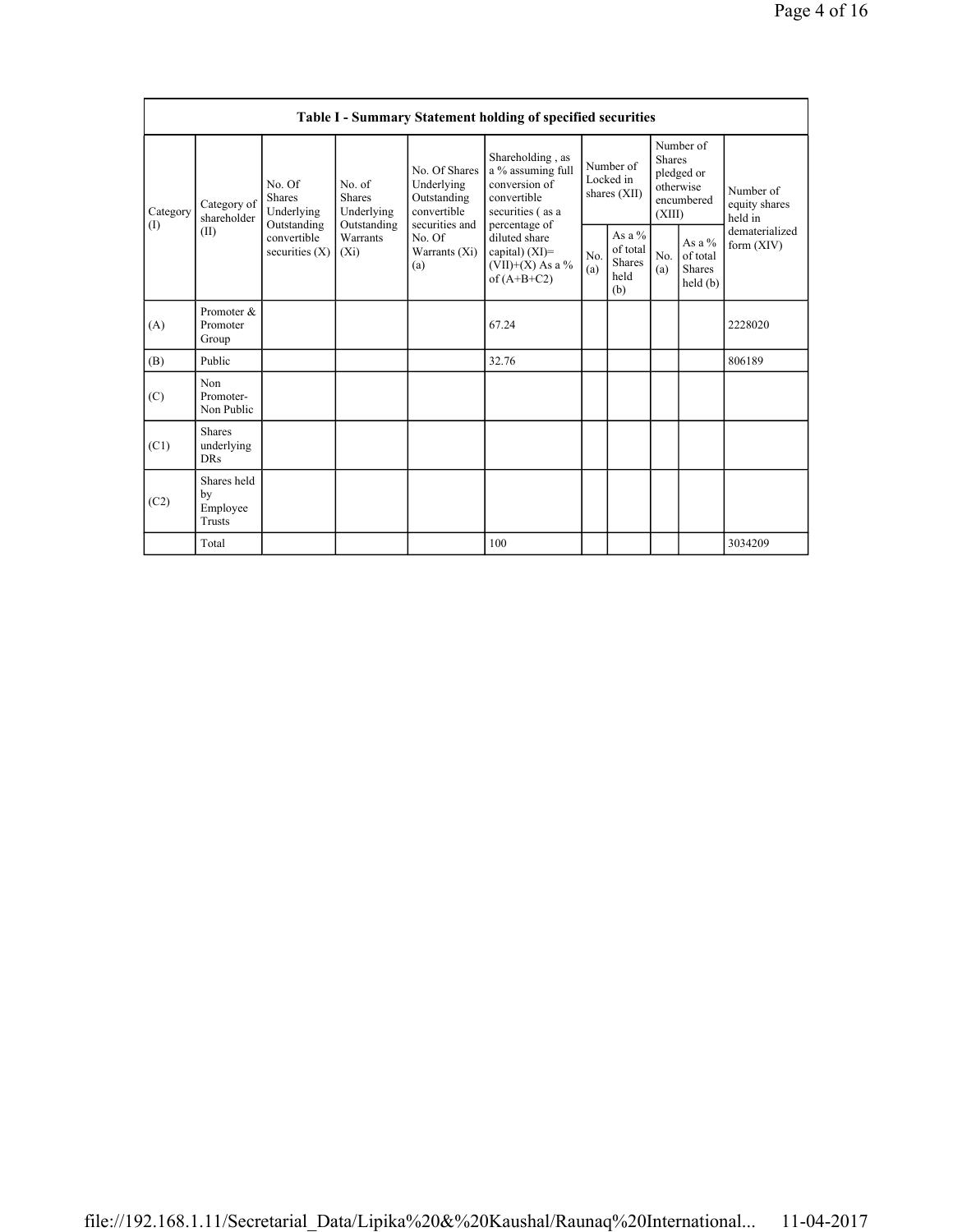| Table I - Summary Statement holding of specified securities | | | | | | | | | | | |
|---|---|---|---|---|---|---|---|---|---|---|---|
| Category (I) | Category of shareholder (II) | No. Of Shares Underlying Outstanding convertible securities (X) | No. of Shares Underlying Outstanding Warrants (Xi) | No. Of Shares Underlying Outstanding convertible securities and No. Of Warrants (Xi) (a) | Shareholding , as a % assuming full conversion of convertible securities ( as a percentage of diluted share capital) (XI)= (VII)+(X) As a % of (A+B+C2) | Number of Locked in shares (XII) | | Number of Shares pledged or otherwise encumbered (XIII) | | Number of equity shares held in dematerialized form (XIV) |
| | | | | | | No. (a) | As a % of total Shares held (b) | No. (a) | As a % of total Shares held (b) | |
| (A) | Promoter & Promoter Group | | | | 67.24 | | | | | 2228020 |
| (B) | Public | | | | 32.76 | | | | | 806189 |
| (C) | Non Promoter- Non Public | | | | | | | | | |
| (C1) | Shares underlying DRs | | | | | | | | | |
| (C2) | Shares held by Employee Trusts | | | | | | | | | |
| | Total | | | | 100 | | | | | 3034209 |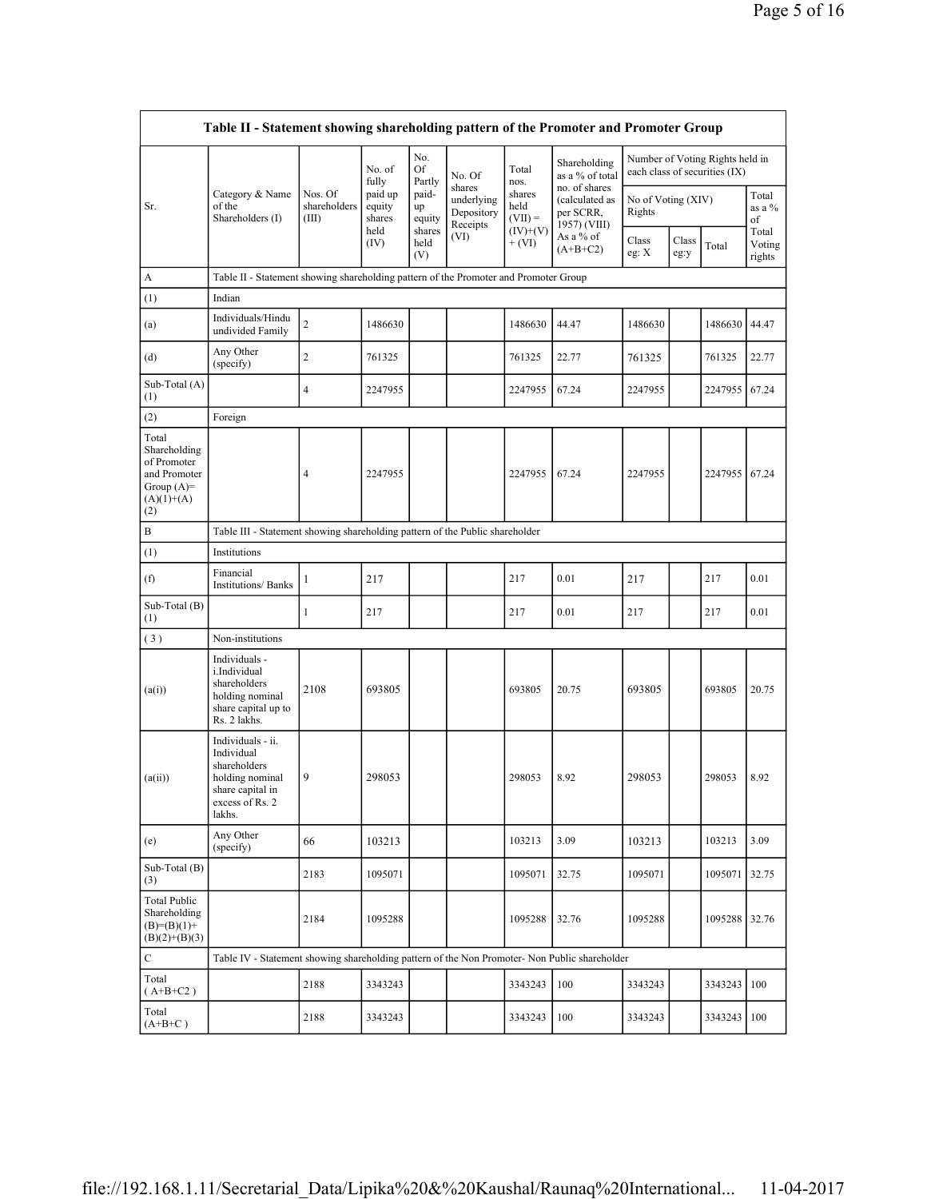| Table II - Statement showing shareholding pattern of the Promoter and Promoter Group | | | | | | | | | | | | |
|---|---|---|---|---|---|---|---|---|---|---|---|---|
| Sr. | Category & Name of the Shareholders (I) | Nos. Of shareholders (III) | No. of fully paid up equity shares held (IV) | No. Of Partly paid-up equity shares held (V) | No. Of shares underlying Depository Receipts (VI) | Total nos. shares held (VII) = (IV)+(V)+ (VI) | Shareholding as a % of total no. of shares (calculated as per SCRR, 1957) (VIII) As a % of (A+B+C2) | Number of Voting Rights held in each class of securities (IX) | | | |
| | | | | | | | | No of Voting (XIV) Rights | | | Total as a % of Total Voting rights |
| | | | | | | | | Class eg: X | Class eg:y | Total | |
| A | Table II - Statement showing shareholding pattern of the Promoter and Promoter Group | | | | | | | | | | |
| (1) | Indian | | | | | | | | | | |
| (a) | Individuals/Hindu undivided Family | 2 | 1486630 | | | 1486630 | 44.47 | 1486630 | | 1486630 | 44.47 |
| (d) | Any Other (specify) | 2 | 761325 | | | 761325 | 22.77 | 761325 | | 761325 | 22.77 |
| Sub-Total (A)(1) | | 4 | 2247955 | | | 2247955 | 67.24 | 2247955 | | 2247955 | 67.24 |
| (2) | Foreign | | | | | | | | | | |
| Total Shareholding of Promoter and Promoter Group (A)=(A)(1)+(A)(2) | | 4 | 2247955 | | | 2247955 | 67.24 | 2247955 | | 2247955 | 67.24 |
| B | Table III - Statement showing shareholding pattern of the Public shareholder | | | | | | | | | | |
| (1) | Institutions | | | | | | | | | | |
| (f) | Financial Institutions/ Banks | 1 | 217 | | | 217 | 0.01 | 217 | | 217 | 0.01 |
| Sub-Total (B)(1) | | 1 | 217 | | | 217 | 0.01 | 217 | | 217 | 0.01 |
| (3) | Non-institutions | | | | | | | | | | |
| (a(i)) | Individuals - i.Individual shareholders holding nominal share capital up to Rs. 2 lakhs. | 2108 | 693805 | | | 693805 | 20.75 | 693805 | | 693805 | 20.75 |
| (a(ii)) | Individuals - ii. Individual shareholders holding nominal share capital in excess of Rs. 2 lakhs. | 9 | 298053 | | | 298053 | 8.92 | 298053 | | 298053 | 8.92 |
| (e) | Any Other (specify) | 66 | 103213 | | | 103213 | 3.09 | 103213 | | 103213 | 3.09 |
| Sub-Total (B)(3) | | 2183 | 1095071 | | | 1095071 | 32.75 | 1095071 | | 1095071 | 32.75 |
| Total Public Shareholding (B)=(B)(1)+(B)(2)+(B)(3) | | 2184 | 1095288 | | | 1095288 | 32.76 | 1095288 | | 1095288 | 32.76 |
| C | Table IV - Statement showing shareholding pattern of the Non Promoter- Non Public shareholder | | | | | | | | | | |
| Total (A+B+C2) | | 2188 | 3343243 | | | 3343243 | 100 | 3343243 | | 3343243 | 100 |
| Total (A+B+C) | | 2188 | 3343243 | | | 3343243 | 100 | 3343243 | | 3343243 | 100 |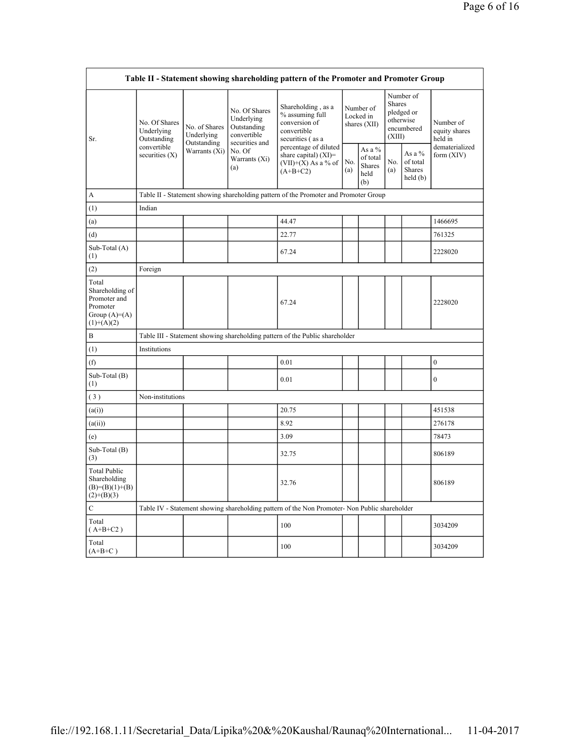| Table II - Statement showing shareholding pattern of the Promoter and Promoter Group | | | | | | | | | |
|---|---|---|---|---|---|---|---|---|---|
| Sr. | No. Of Shares Underlying Outstanding convertible securities (X) | No. of Shares Underlying Outstanding Warrants (Xi) | No. Of Shares Underlying Outstanding convertible securities and No. Of Warrants (Xi) (a) | Shareholding , as a % assuming full conversion of convertible securities ( as a percentage of diluted share capital) (XI)= (VII)+(X) As a % of (A+B+C2) | Number of Locked in shares (XII) | | Number of Shares pledged or otherwise encumbered (XIII) | | Number of equity shares held in dematerialized form (XIV) |
| | | | | | No. (a) | As a % of total Shares held (b) | No. (a) | As a % of total Shares held (b) | |
| A | Table II - Statement showing shareholding pattern of the Promoter and Promoter Group | | | | | | | | |
| (1) | Indian | | | | | | | | |
| (a) | | | | 44.47 | | | | | 1466695 |
| (d) | | | | 22.77 | | | | | 761325 |
| Sub-Total (A) (1) | | | | 67.24 | | | | | 2228020 |
| (2) | Foreign | | | | | | | | |
| Total Shareholding of Promoter and Promoter Group (A)=(A)(1)+(A)(2) | | | | 67.24 | | | | | 2228020 |
| B | Table III - Statement showing shareholding pattern of the Public shareholder | | | | | | | | |
| (1) | Institutions | | | | | | | | |
| (f) | | | | 0.01 | | | | | 0 |
| Sub-Total (B) (1) | | | | 0.01 | | | | | 0 |
| ( 3 ) | Non-institutions | | | | | | | | |
| (a(i)) | | | | 20.75 | | | | | 451538 |
| (a(ii)) | | | | 8.92 | | | | | 276178 |
| (e) | | | | 3.09 | | | | | 78473 |
| Sub-Total (B) (3) | | | | 32.75 | | | | | 806189 |
| Total Public Shareholding (B)=(B)(1)+(B)(2)+(B)(3) | | | | 32.76 | | | | | 806189 |
| C | Table IV - Statement showing shareholding pattern of the Non Promoter- Non Public shareholder | | | | | | | | |
| Total ( A+B+C2 ) | | | | 100 | | | | | 3034209 |
| Total (A+B+C ) | | | | 100 | | | | | 3034209 |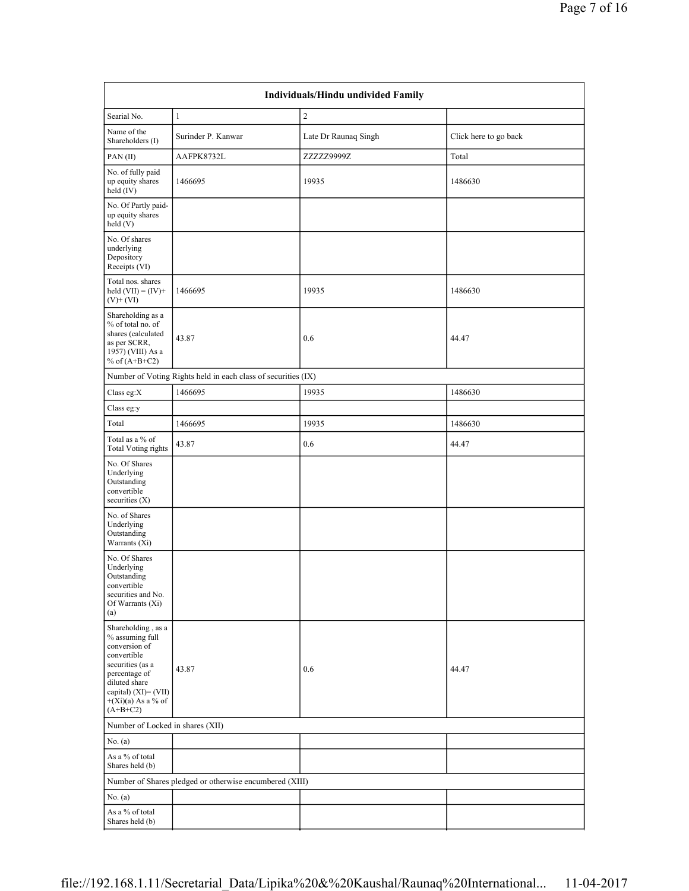| Individuals/Hindu undivided Family | | | |
|---|---|---|---|
| Searial No. | 1 | 2 | |
| Name of the Shareholders (I) | Surinder P. Kanwar | Late Dr Raunaq Singh | Click here to go back |
| PAN (II) | AAFPK8732L | ZZZZZ9999Z | Total |
| No. of fully paid up equity shares held (IV) | 1466695 | 19935 | 1486630 |
| No. Of Partly paid-up equity shares held (V) | | | |
| No. Of shares underlying Depository Receipts (VI) | | | |
| Total nos. shares held (VII) = (IV)+ (V)+ (VI) | 1466695 | 19935 | 1486630 |
| Shareholding as a % of total no. of shares (calculated as per SCRR, 1957) (VIII) As a % of (A+B+C2) | 43.87 | 0.6 | 44.47 |
| Number of Voting Rights held in each class of securities (IX) | | | |
| Class eg:X | 1466695 | 19935 | 1486630 |
| Class eg:y | | | |
| Total | 1466695 | 19935 | 1486630 |
| Total as a % of Total Voting rights | 43.87 | 0.6 | 44.47 |
| No. Of Shares Underlying Outstanding convertible securities (X) | | | |
| No. of Shares Underlying Outstanding Warrants (Xi) | | | |
| No. Of Shares Underlying Outstanding convertible securities and No. Of Warrants (Xi) (a) | | | |
| Shareholding , as a % assuming full conversion of convertible securities (as a percentage of diluted share capital) (XI)= (VII)+(Xi)(a) As a % of (A+B+C2) | 43.87 | 0.6 | 44.47 |
| Number of Locked in shares (XII) | | | |
| No. (a) | | | |
| As a % of total Shares held (b) | | | |
| Number of Shares pledged or otherwise encumbered (XIII) | | | |
| No. (a) | | | |
| As a % of total Shares held (b) | | | |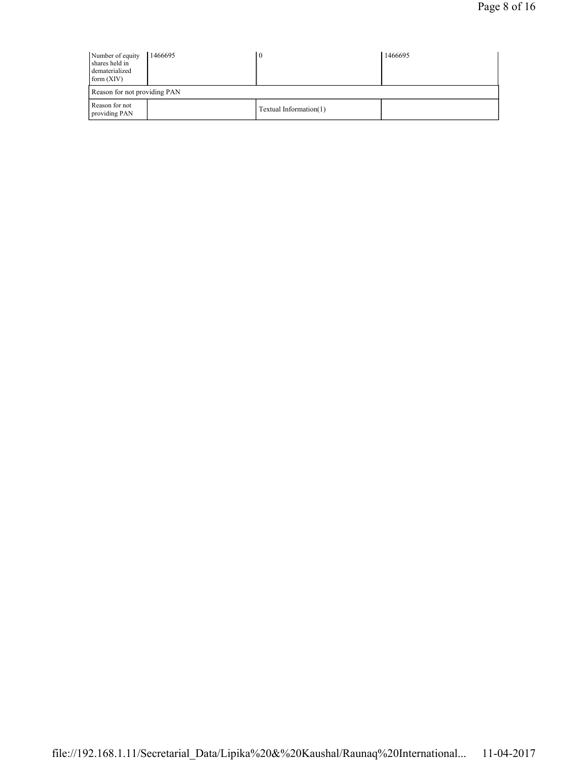| Number of equity shares held in dematerialized form (XIV) | 1466695 | 0 | 1466695 |
|---|---|---|---|
| Reason for not providing PAN | | | |
| Reason for not providing PAN | | Textual Information(1) | |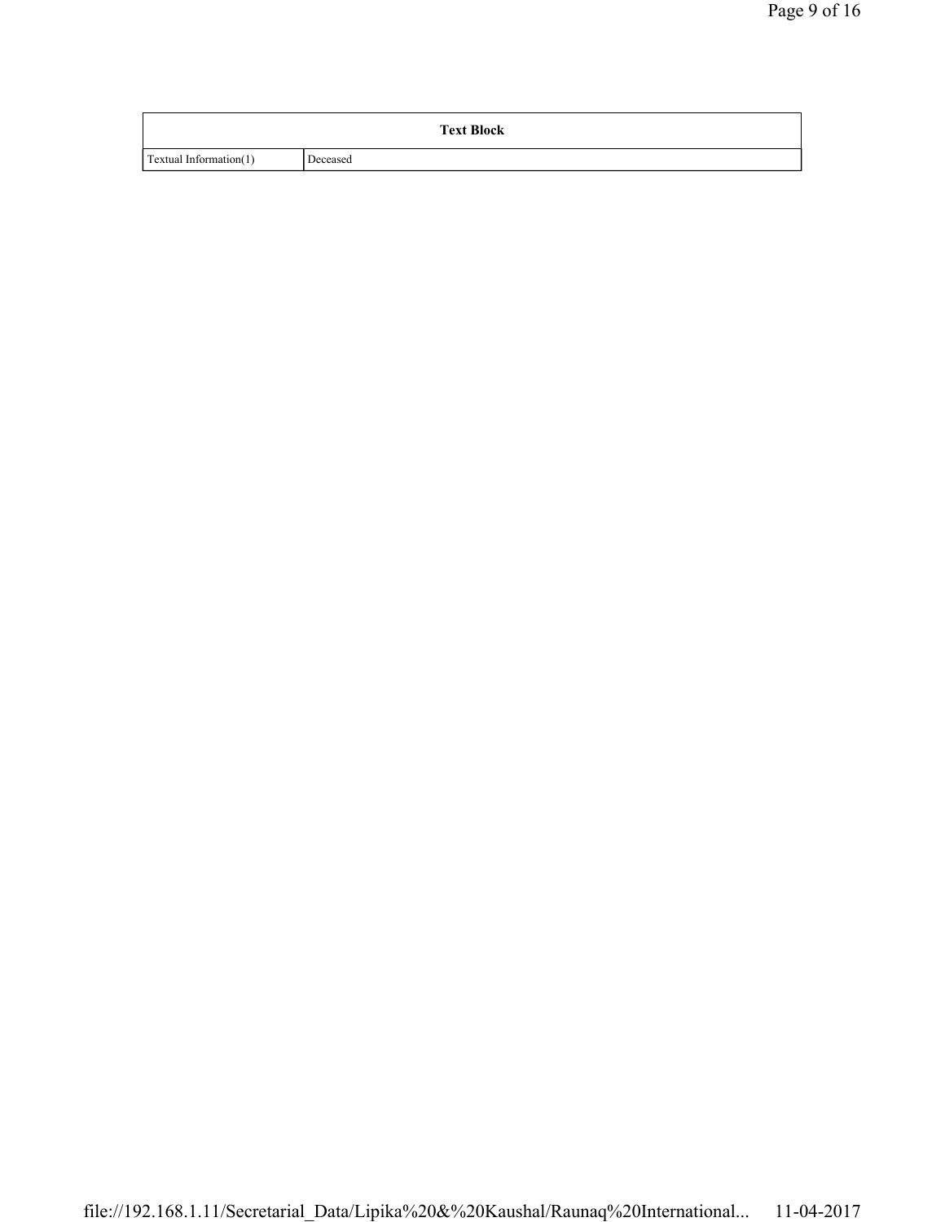| Text Block | |
|---|---|
| Textual Information(1) | Deceased |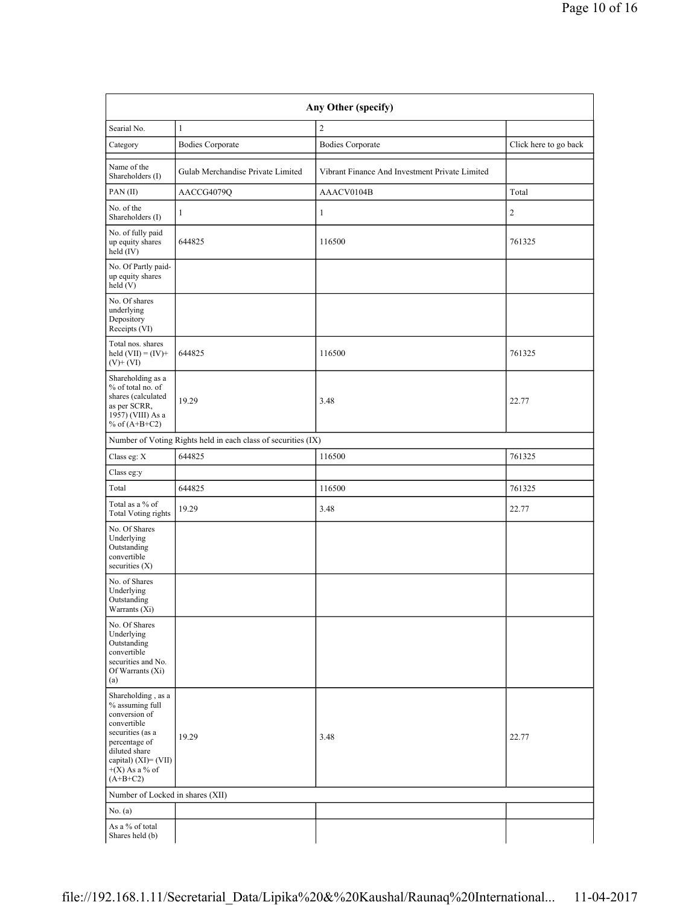| Any Other (specify) | | | |
|---|---|---|---|
| Searial No. | 1 | 2 | |
| Category | Bodies Corporate | Bodies Corporate | Click here to go back |
| Name of the Shareholders (I) | Gulab Merchandise Private Limited | Vibrant Finance And Investment Private Limited | |
| PAN (II) | AACCG4079Q | AAACV0104B | Total |
| No. of the Shareholders (I) | 1 | 1 | 2 |
| No. of fully paid up equity shares held (IV) | 644825 | 116500 | 761325 |
| No. Of Partly paid-up equity shares held (V) | | | |
| No. Of shares underlying Depository Receipts (VI) | | | |
| Total nos. shares held (VII) = (IV)+ (V)+ (VI) | 644825 | 116500 | 761325 |
| Shareholding as a % of total no. of shares (calculated as per SCRR, 1957) (VIII) As a % of (A+B+C2) | 19.29 | 3.48 | 22.77 |
| Number of Voting Rights held in each class of securities (IX) | | | |
| Class eg: X | 644825 | 116500 | 761325 |
| Class eg:y | | | |
| Total | 644825 | 116500 | 761325 |
| Total as a % of Total Voting rights | 19.29 | 3.48 | 22.77 |
| No. Of Shares Underlying Outstanding convertible securities (X) | | | |
| No. of Shares Underlying Outstanding Warrants (Xi) | | | |
| No. Of Shares Underlying Outstanding convertible securities and No. Of Warrants (Xi) (a) | | | |
| Shareholding , as a % assuming full conversion of convertible securities (as a percentage of diluted share capital) (XI)= (VII) +(X) As a % of (A+B+C2) | 19.29 | 3.48 | 22.77 |
| Number of Locked in shares (XII) | | | |
| No. (a) | | | |
| As a % of total Shares held (b) | | | |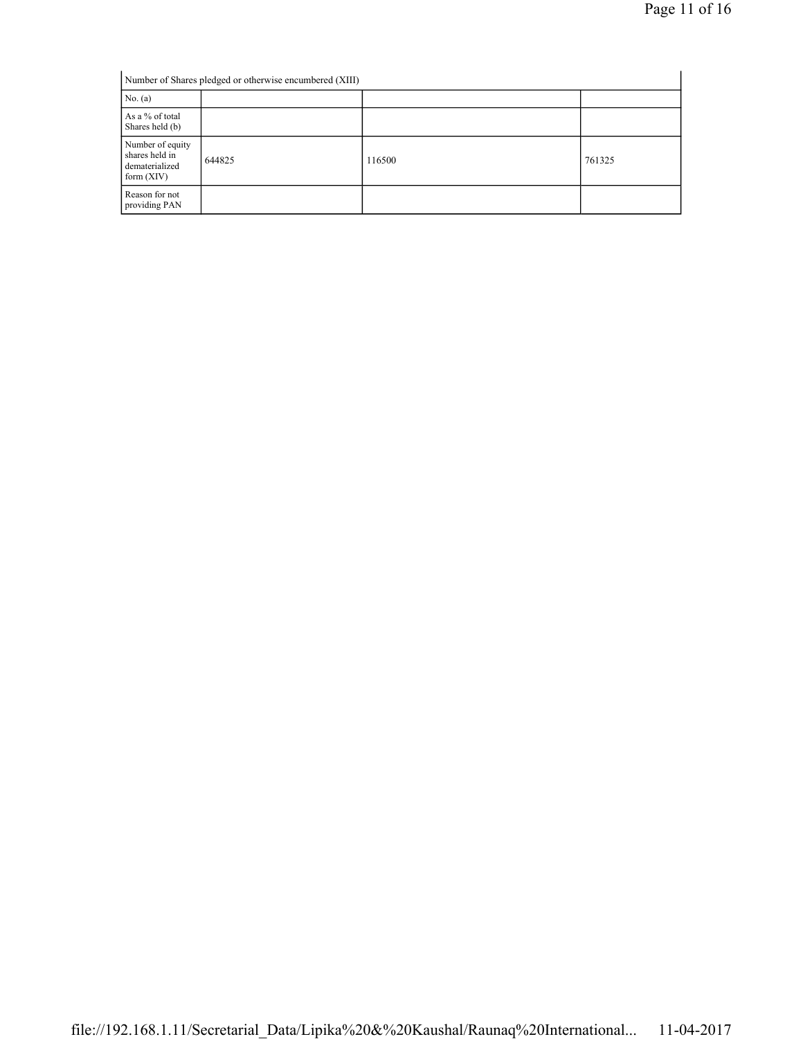| Number of Shares pledged or otherwise encumbered (XIII) | | | |
|---|---|---|---|
| No. (a) | | | |
| As a % of total Shares held (b) | | | |
| Number of equity shares held in dematerialized form (XIV) | 644825 | 116500 | 761325 |
| Reason for not providing PAN | | | |

file://192.168.1.11/Secretarial_Data/Lipika%20&%20Kaushal/Raunaq%20International... 11-04-2017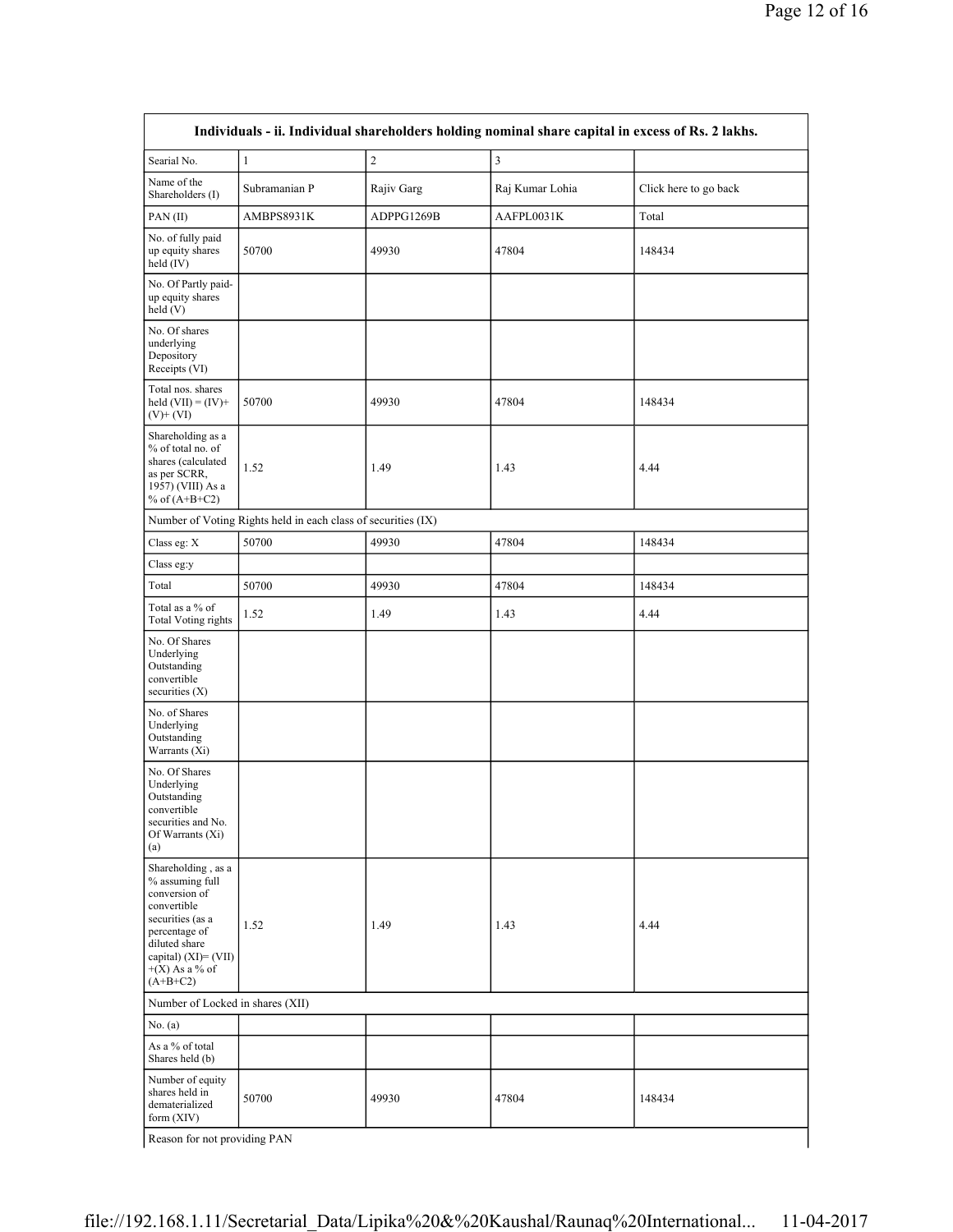| Individuals - ii. Individual shareholders holding nominal share capital in excess of Rs. 2 lakhs. | | | | |
|---|---|---|---|---|
| Searial No. | 1 | 2 | 3 | |
| Name of the Shareholders (I) | Subramanian P | Rajiv Garg | Raj Kumar Lohia | Click here to go back |
| PAN (II) | AMBPS8931K | ADPPG1269B | AAFPL0031K | Total |
| No. of fully paid up equity shares held (IV) | 50700 | 49930 | 47804 | 148434 |
| No. Of Partly paid-up equity shares held (V) | | | | |
| No. Of shares underlying Depository Receipts (VI) | | | | |
| Total nos. shares held (VII) = (IV)+ (V)+ (VI) | 50700 | 49930 | 47804 | 148434 |
| Shareholding as a % of total no. of shares (calculated as per SCRR, 1957) (VIII) As a % of (A+B+C2) | 1.52 | 1.49 | 1.43 | 4.44 |
| Number of Voting Rights held in each class of securities (IX) | | | | |
| Class eg: X | 50700 | 49930 | 47804 | 148434 |
| Class eg:y | | | | |
| Total | 50700 | 49930 | 47804 | 148434 |
| Total as a % of Total Voting rights | 1.52 | 1.49 | 1.43 | 4.44 |
| No. Of Shares Underlying Outstanding convertible securities (X) | | | | |
| No. of Shares Underlying Outstanding Warrants (Xi) | | | | |
| No. Of Shares Underlying Outstanding convertible securities and No. Of Warrants (Xi) (a) | | | | |
| Shareholding , as a % assuming full conversion of convertible securities (as a percentage of diluted share capital) (XI)= (VII) +(X) As a % of (A+B+C2) | 1.52 | 1.49 | 1.43 | 4.44 |
| Number of Locked in shares (XII) | | | | |
| No. (a) | | | | |
| As a % of total Shares held (b) | | | | |
| Number of equity shares held in dematerialized form (XIV) | 50700 | 49930 | 47804 | 148434 |
| Reason for not providing PAN | | | | |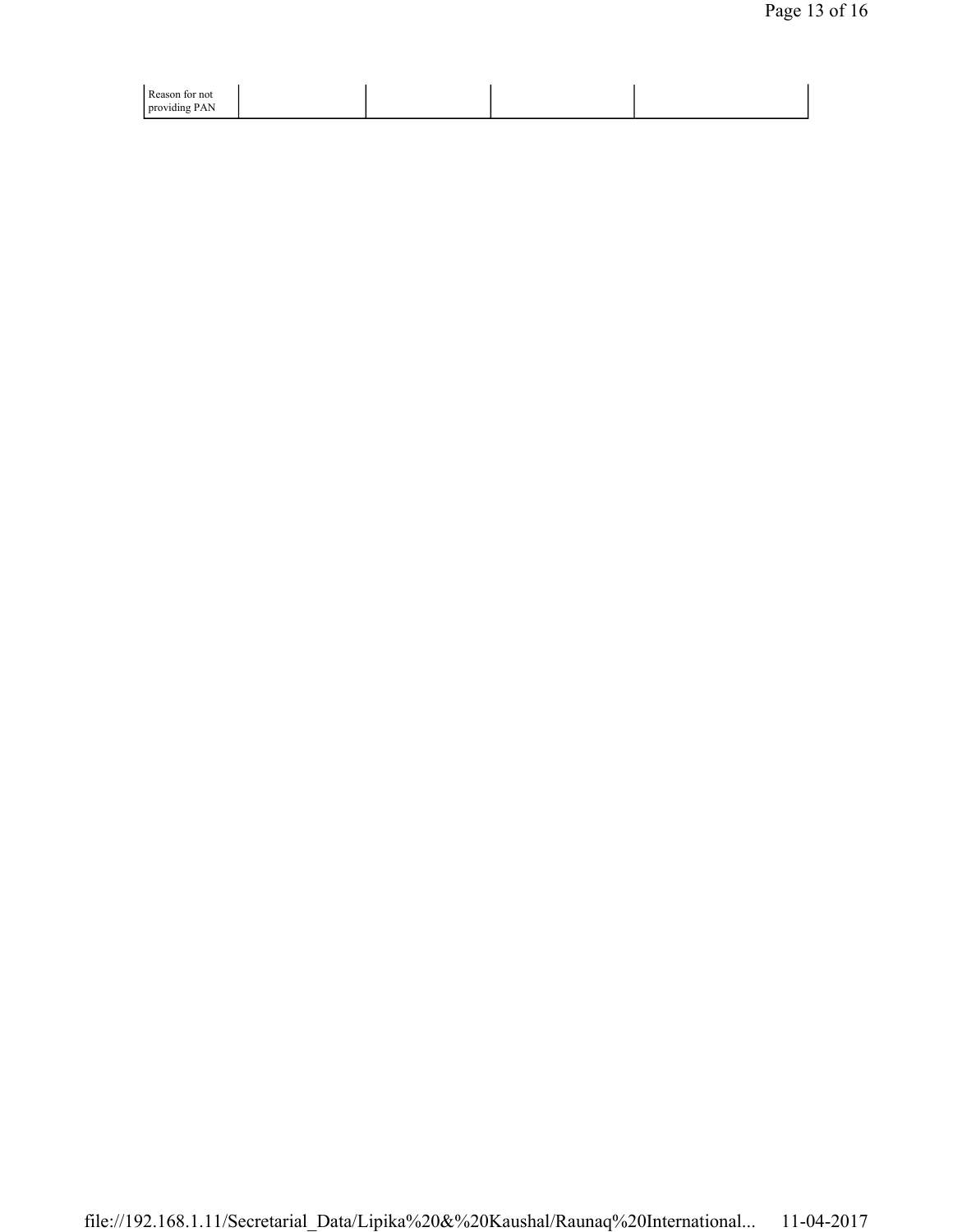| Reason for not providing PAN | | | | |
|---|---|---|---|---|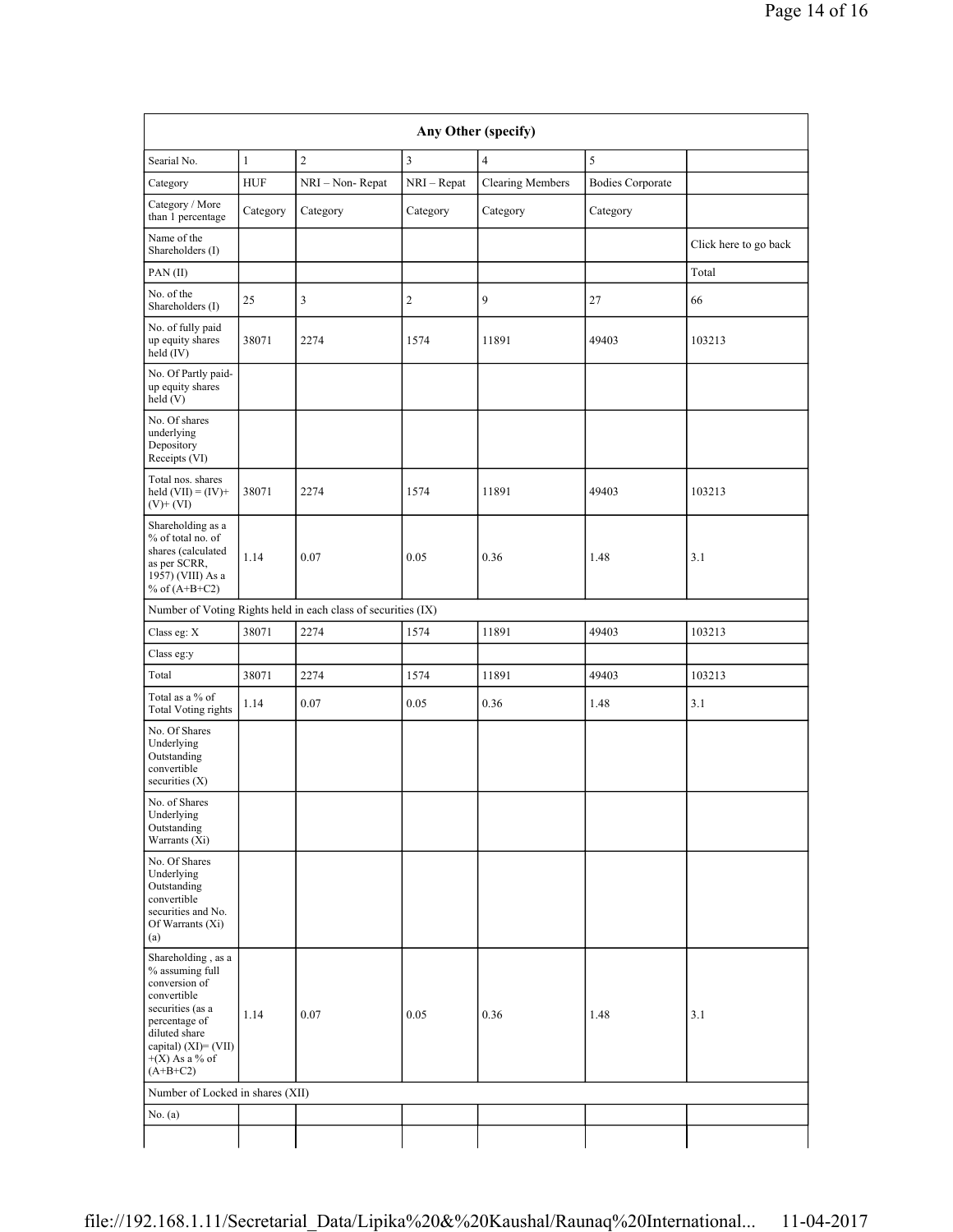| Any Other (specify) | | | | | | |
|---|---|---|---|---|---|---|
| Searial No. | 1 | 2 | 3 | 4 | 5 | |
| Category | HUF | NRI – Non- Repat | NRI – Repat | Clearing Members | Bodies Corporate | |
| Category / More than 1 percentage | Category | Category | Category | Category | Category | |
| Name of the Shareholders (I) | | | | | | Click here to go back |
| PAN (II) | | | | | | Total |
| No. of the Shareholders (I) | 25 | 3 | 2 | 9 | 27 | 66 |
| No. of fully paid up equity shares held (IV) | 38071 | 2274 | 1574 | 11891 | 49403 | 103213 |
| No. Of Partly paid-up equity shares held (V) | | | | | | |
| No. Of shares underlying Depository Receipts (VI) | | | | | | |
| Total nos. shares held (VII) = (IV)+(V)+ (VI) | 38071 | 2274 | 1574 | 11891 | 49403 | 103213 |
| Shareholding as a % of total no. of shares (calculated as per SCRR, 1957) (VIII) As a % of (A+B+C2) | 1.14 | 0.07 | 0.05 | 0.36 | 1.48 | 3.1 |
| Number of Voting Rights held in each class of securities (IX) | | | | | | |
| Class eg: X | 38071 | 2274 | 1574 | 11891 | 49403 | 103213 |
| Class eg:y | | | | | | |
| Total | 38071 | 2274 | 1574 | 11891 | 49403 | 103213 |
| Total as a % of Total Voting rights | 1.14 | 0.07 | 0.05 | 0.36 | 1.48 | 3.1 |
| No. Of Shares Underlying Outstanding convertible securities (X) | | | | | | |
| No. of Shares Underlying Outstanding Warrants (Xi) | | | | | | |
| No. Of Shares Underlying Outstanding convertible securities and No. Of Warrants (Xi) (a) | | | | | | |
| Shareholding , as a % assuming full conversion of convertible securities (as a percentage of diluted share capital) (XI)= (VII)+(X) As a % of (A+B+C2) | 1.14 | 0.07 | 0.05 | 0.36 | 1.48 | 3.1 |
| Number of Locked in shares (XII) | | | | | | |
| No. (a) | | | | | | |
| | | | | | | |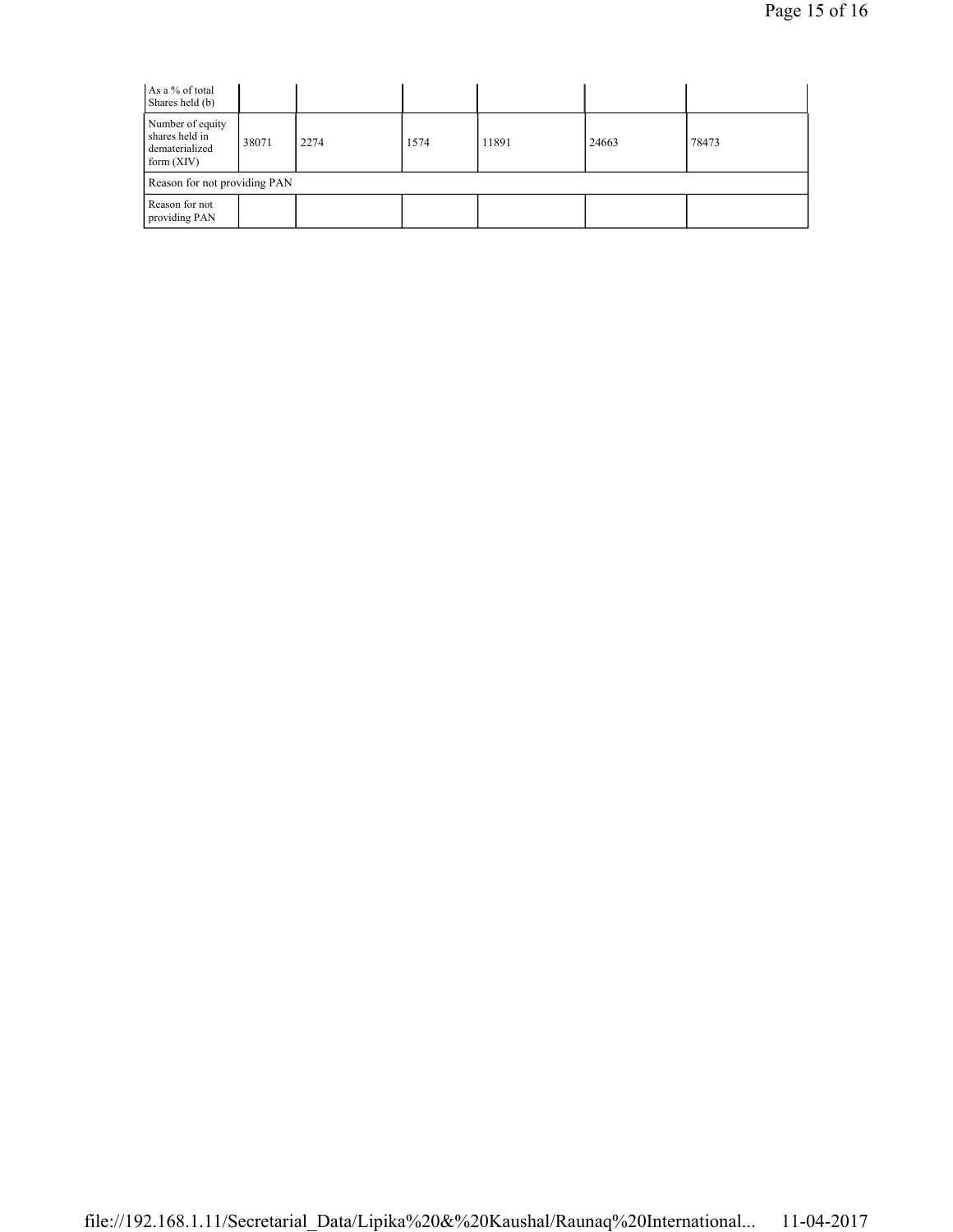| As a % of total Shares held (b) | | | | | | |
|---|---|---|---|---|---|---|
| Number of equity shares held in dematerialized form (XIV) | 38071 | 2274 | 1574 | 11891 | 24663 | 78473 |
| Reason for not providing PAN | | | | | | |
| Reason for not providing PAN | | | | | | |